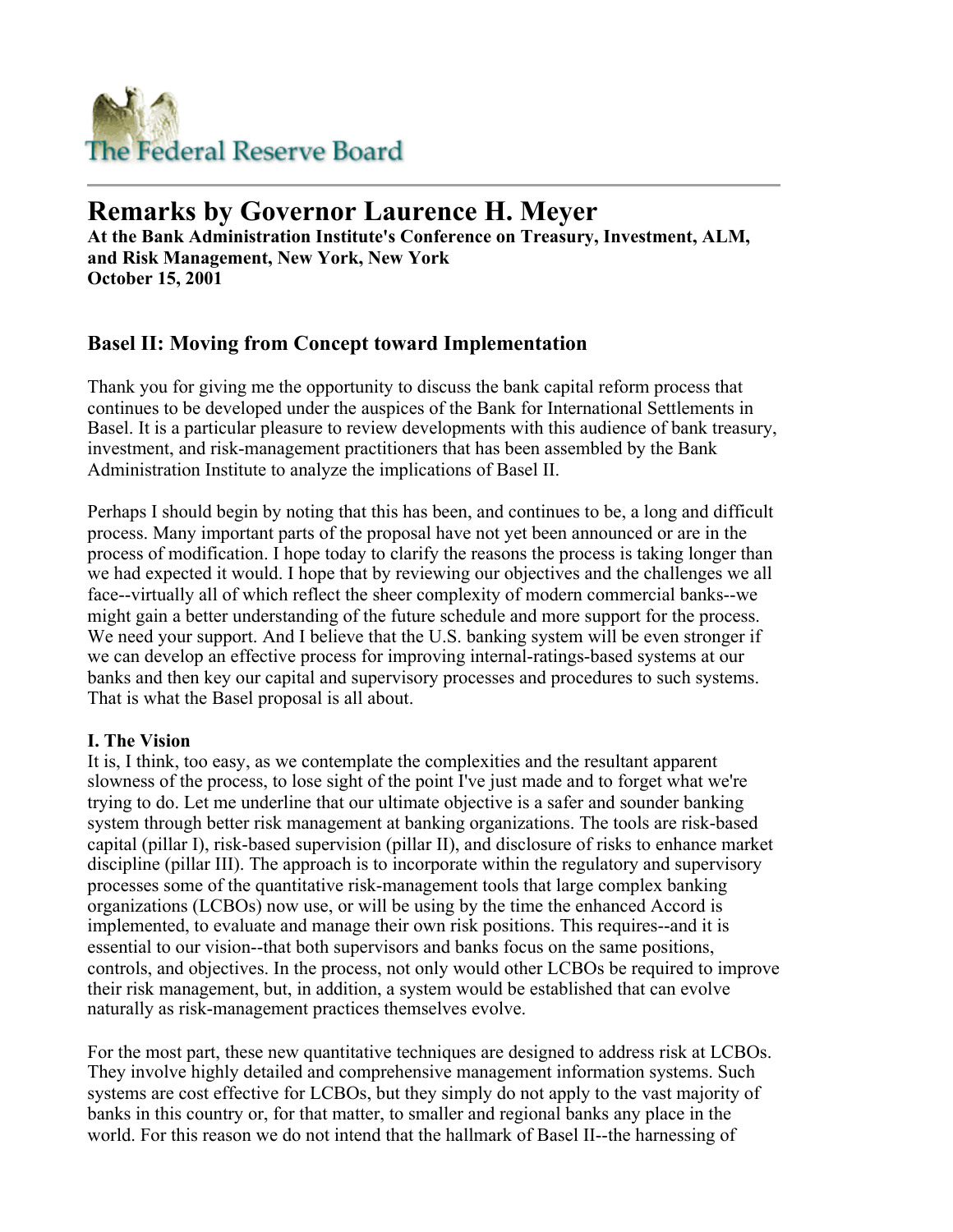The Federal Reserve Board

# Remarks by Governor Laurence H. Meyer

**At the Bank Administration Institute's Conference on Treasury, Investment, ALM, and Risk Management, New York, New York**
**October 15, 2001**

## Basel II: Moving from Concept toward Implementation

Thank you for giving me the opportunity to discuss the bank capital reform process that continues to be developed under the auspices of the Bank for International Settlements in Basel. It is a particular pleasure to review developments with this audience of bank treasury, investment, and risk-management practitioners that has been assembled by the Bank Administration Institute to analyze the implications of Basel II.

Perhaps I should begin by noting that this has been, and continues to be, a long and difficult process. Many important parts of the proposal have not yet been announced or are in the process of modification. I hope today to clarify the reasons the process is taking longer than we had expected it would. I hope that by reviewing our objectives and the challenges we all face--virtually all of which reflect the sheer complexity of modern commercial banks--we might gain a better understanding of the future schedule and more support for the process. We need your support. And I believe that the U.S. banking system will be even stronger if we can develop an effective process for improving internal-ratings-based systems at our banks and then key our capital and supervisory processes and procedures to such systems. That is what the Basel proposal is all about.

**I. The Vision**

It is, I think, too easy, as we contemplate the complexities and the resultant apparent slowness of the process, to lose sight of the point I've just made and to forget what we're trying to do. Let me underline that our ultimate objective is a safer and sounder banking system through better risk management at banking organizations. The tools are risk-based capital (pillar I), risk-based supervision (pillar II), and disclosure of risks to enhance market discipline (pillar III). The approach is to incorporate within the regulatory and supervisory processes some of the quantitative risk-management tools that large complex banking organizations (LCBOs) now use, or will be using by the time the enhanced Accord is implemented, to evaluate and manage their own risk positions. This requires--and it is essential to our vision--that both supervisors and banks focus on the same positions, controls, and objectives. In the process, not only would other LCBOs be required to improve their risk management, but, in addition, a system would be established that can evolve naturally as risk-management practices themselves evolve.

For the most part, these new quantitative techniques are designed to address risk at LCBOs. They involve highly detailed and comprehensive management information systems. Such systems are cost effective for LCBOs, but they simply do not apply to the vast majority of banks in this country or, for that matter, to smaller and regional banks any place in the world. For this reason we do not intend that the hallmark of Basel II--the harnessing of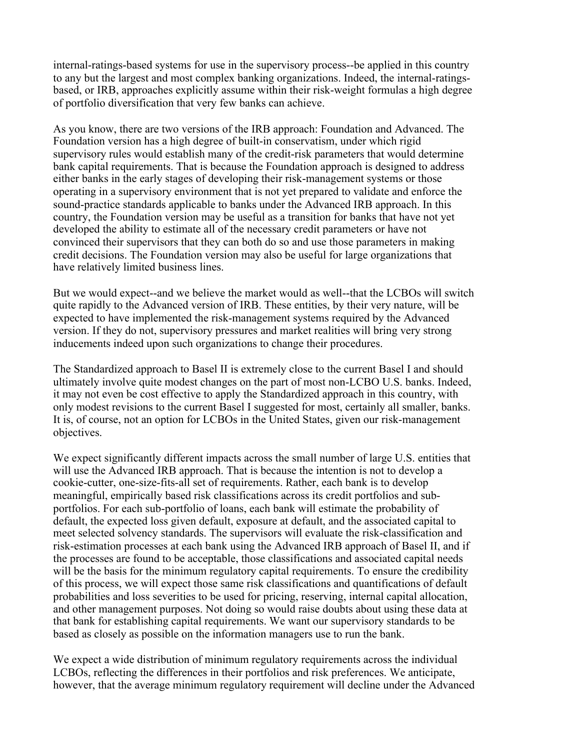internal-ratings-based systems for use in the supervisory process--be applied in this country to any but the largest and most complex banking organizations. Indeed, the internal-ratings-based, or IRB, approaches explicitly assume within their risk-weight formulas a high degree of portfolio diversification that very few banks can achieve.

As you know, there are two versions of the IRB approach: Foundation and Advanced. The Foundation version has a high degree of built-in conservatism, under which rigid supervisory rules would establish many of the credit-risk parameters that would determine bank capital requirements. That is because the Foundation approach is designed to address either banks in the early stages of developing their risk-management systems or those operating in a supervisory environment that is not yet prepared to validate and enforce the sound-practice standards applicable to banks under the Advanced IRB approach. In this country, the Foundation version may be useful as a transition for banks that have not yet developed the ability to estimate all of the necessary credit parameters or have not convinced their supervisors that they can both do so and use those parameters in making credit decisions. The Foundation version may also be useful for large organizations that have relatively limited business lines.

But we would expect--and we believe the market would as well--that the LCBOs will switch quite rapidly to the Advanced version of IRB. These entities, by their very nature, will be expected to have implemented the risk-management systems required by the Advanced version. If they do not, supervisory pressures and market realities will bring very strong inducements indeed upon such organizations to change their procedures.

The Standardized approach to Basel II is extremely close to the current Basel I and should ultimately involve quite modest changes on the part of most non-LCBO U.S. banks. Indeed, it may not even be cost effective to apply the Standardized approach in this country, with only modest revisions to the current Basel I suggested for most, certainly all smaller, banks. It is, of course, not an option for LCBOs in the United States, given our risk-management objectives.

We expect significantly different impacts across the small number of large U.S. entities that will use the Advanced IRB approach. That is because the intention is not to develop a cookie-cutter, one-size-fits-all set of requirements. Rather, each bank is to develop meaningful, empirically based risk classifications across its credit portfolios and sub-portfolios. For each sub-portfolio of loans, each bank will estimate the probability of default, the expected loss given default, exposure at default, and the associated capital to meet selected solvency standards. The supervisors will evaluate the risk-classification and risk-estimation processes at each bank using the Advanced IRB approach of Basel II, and if the processes are found to be acceptable, those classifications and associated capital needs will be the basis for the minimum regulatory capital requirements. To ensure the credibility of this process, we will expect those same risk classifications and quantifications of default probabilities and loss severities to be used for pricing, reserving, internal capital allocation, and other management purposes. Not doing so would raise doubts about using these data at that bank for establishing capital requirements. We want our supervisory standards to be based as closely as possible on the information managers use to run the bank.

We expect a wide distribution of minimum regulatory requirements across the individual LCBOs, reflecting the differences in their portfolios and risk preferences. We anticipate, however, that the average minimum regulatory requirement will decline under the Advanced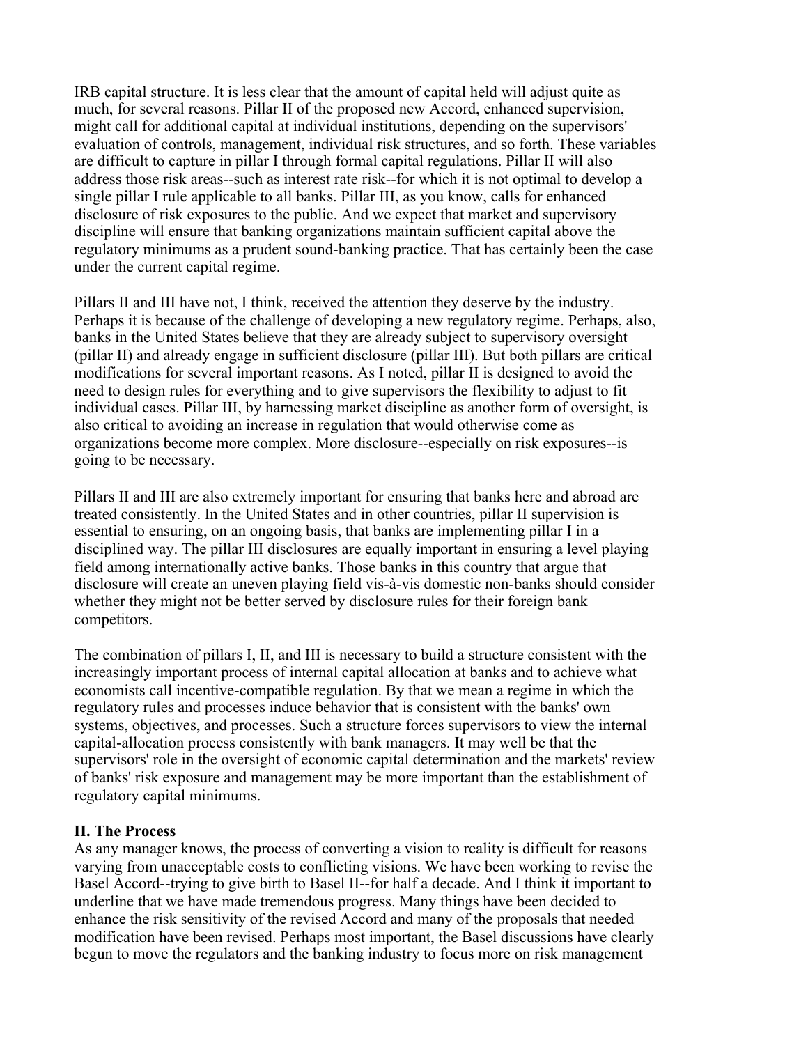IRB capital structure. It is less clear that the amount of capital held will adjust quite as much, for several reasons. Pillar II of the proposed new Accord, enhanced supervision, might call for additional capital at individual institutions, depending on the supervisors' evaluation of controls, management, individual risk structures, and so forth. These variables are difficult to capture in pillar I through formal capital regulations. Pillar II will also address those risk areas--such as interest rate risk--for which it is not optimal to develop a single pillar I rule applicable to all banks. Pillar III, as you know, calls for enhanced disclosure of risk exposures to the public. And we expect that market and supervisory discipline will ensure that banking organizations maintain sufficient capital above the regulatory minimums as a prudent sound-banking practice. That has certainly been the case under the current capital regime.

Pillars II and III have not, I think, received the attention they deserve by the industry. Perhaps it is because of the challenge of developing a new regulatory regime. Perhaps, also, banks in the United States believe that they are already subject to supervisory oversight (pillar II) and already engage in sufficient disclosure (pillar III). But both pillars are critical modifications for several important reasons. As I noted, pillar II is designed to avoid the need to design rules for everything and to give supervisors the flexibility to adjust to fit individual cases. Pillar III, by harnessing market discipline as another form of oversight, is also critical to avoiding an increase in regulation that would otherwise come as organizations become more complex. More disclosure--especially on risk exposures--is going to be necessary.

Pillars II and III are also extremely important for ensuring that banks here and abroad are treated consistently. In the United States and in other countries, pillar II supervision is essential to ensuring, on an ongoing basis, that banks are implementing pillar I in a disciplined way. The pillar III disclosures are equally important in ensuring a level playing field among internationally active banks. Those banks in this country that argue that disclosure will create an uneven playing field vis-à-vis domestic non-banks should consider whether they might not be better served by disclosure rules for their foreign bank competitors.

The combination of pillars I, II, and III is necessary to build a structure consistent with the increasingly important process of internal capital allocation at banks and to achieve what economists call incentive-compatible regulation. By that we mean a regime in which the regulatory rules and processes induce behavior that is consistent with the banks' own systems, objectives, and processes. Such a structure forces supervisors to view the internal capital-allocation process consistently with bank managers. It may well be that the supervisors' role in the oversight of economic capital determination and the markets' review of banks' risk exposure and management may be more important than the establishment of regulatory capital minimums.

**II. The Process**

As any manager knows, the process of converting a vision to reality is difficult for reasons varying from unacceptable costs to conflicting visions. We have been working to revise the Basel Accord--trying to give birth to Basel II--for half a decade. And I think it important to underline that we have made tremendous progress. Many things have been decided to enhance the risk sensitivity of the revised Accord and many of the proposals that needed modification have been revised. Perhaps most important, the Basel discussions have clearly begun to move the regulators and the banking industry to focus more on risk management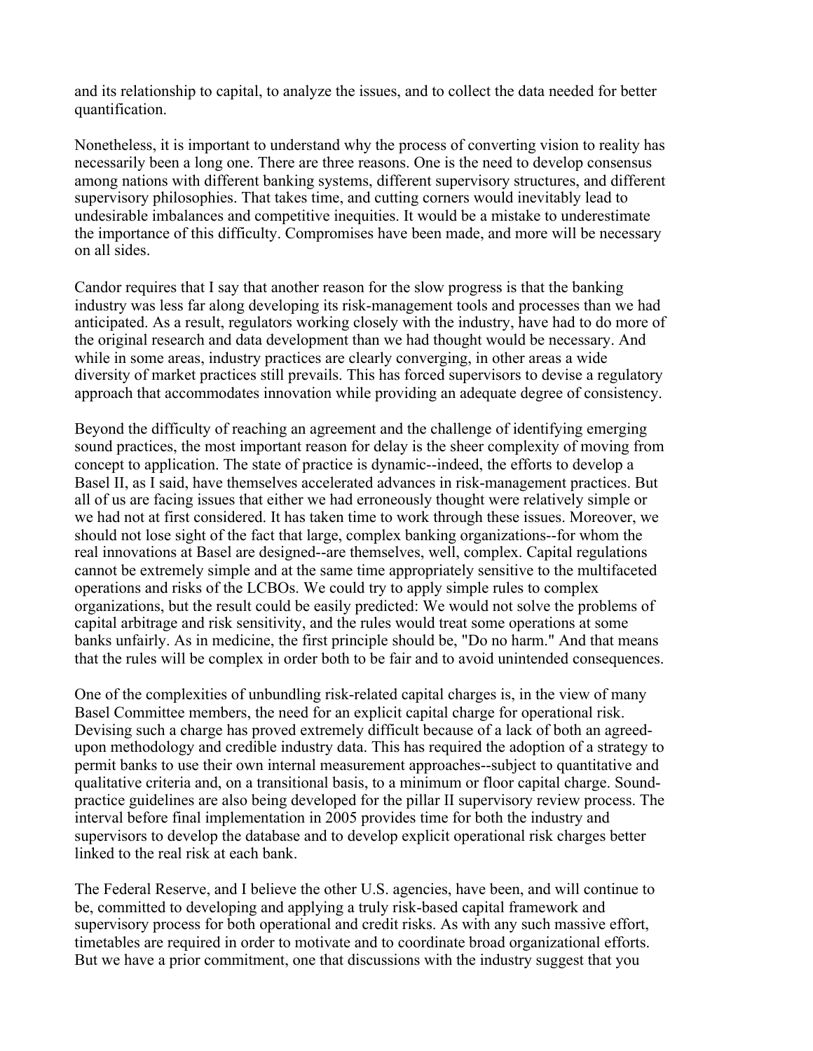and its relationship to capital, to analyze the issues, and to collect the data needed for better quantification.

Nonetheless, it is important to understand why the process of converting vision to reality has necessarily been a long one. There are three reasons. One is the need to develop consensus among nations with different banking systems, different supervisory structures, and different supervisory philosophies. That takes time, and cutting corners would inevitably lead to undesirable imbalances and competitive inequities. It would be a mistake to underestimate the importance of this difficulty. Compromises have been made, and more will be necessary on all sides.

Candor requires that I say that another reason for the slow progress is that the banking industry was less far along developing its risk-management tools and processes than we had anticipated. As a result, regulators working closely with the industry, have had to do more of the original research and data development than we had thought would be necessary. And while in some areas, industry practices are clearly converging, in other areas a wide diversity of market practices still prevails. This has forced supervisors to devise a regulatory approach that accommodates innovation while providing an adequate degree of consistency.

Beyond the difficulty of reaching an agreement and the challenge of identifying emerging sound practices, the most important reason for delay is the sheer complexity of moving from concept to application. The state of practice is dynamic--indeed, the efforts to develop a Basel II, as I said, have themselves accelerated advances in risk-management practices. But all of us are facing issues that either we had erroneously thought were relatively simple or we had not at first considered. It has taken time to work through these issues. Moreover, we should not lose sight of the fact that large, complex banking organizations--for whom the real innovations at Basel are designed--are themselves, well, complex. Capital regulations cannot be extremely simple and at the same time appropriately sensitive to the multifaceted operations and risks of the LCBOs. We could try to apply simple rules to complex organizations, but the result could be easily predicted: We would not solve the problems of capital arbitrage and risk sensitivity, and the rules would treat some operations at some banks unfairly. As in medicine, the first principle should be, "Do no harm." And that means that the rules will be complex in order both to be fair and to avoid unintended consequences.

One of the complexities of unbundling risk-related capital charges is, in the view of many Basel Committee members, the need for an explicit capital charge for operational risk. Devising such a charge has proved extremely difficult because of a lack of both an agreed-upon methodology and credible industry data. This has required the adoption of a strategy to permit banks to use their own internal measurement approaches--subject to quantitative and qualitative criteria and, on a transitional basis, to a minimum or floor capital charge. Sound-practice guidelines are also being developed for the pillar II supervisory review process. The interval before final implementation in 2005 provides time for both the industry and supervisors to develop the database and to develop explicit operational risk charges better linked to the real risk at each bank.

The Federal Reserve, and I believe the other U.S. agencies, have been, and will continue to be, committed to developing and applying a truly risk-based capital framework and supervisory process for both operational and credit risks. As with any such massive effort, timetables are required in order to motivate and to coordinate broad organizational efforts. But we have a prior commitment, one that discussions with the industry suggest that you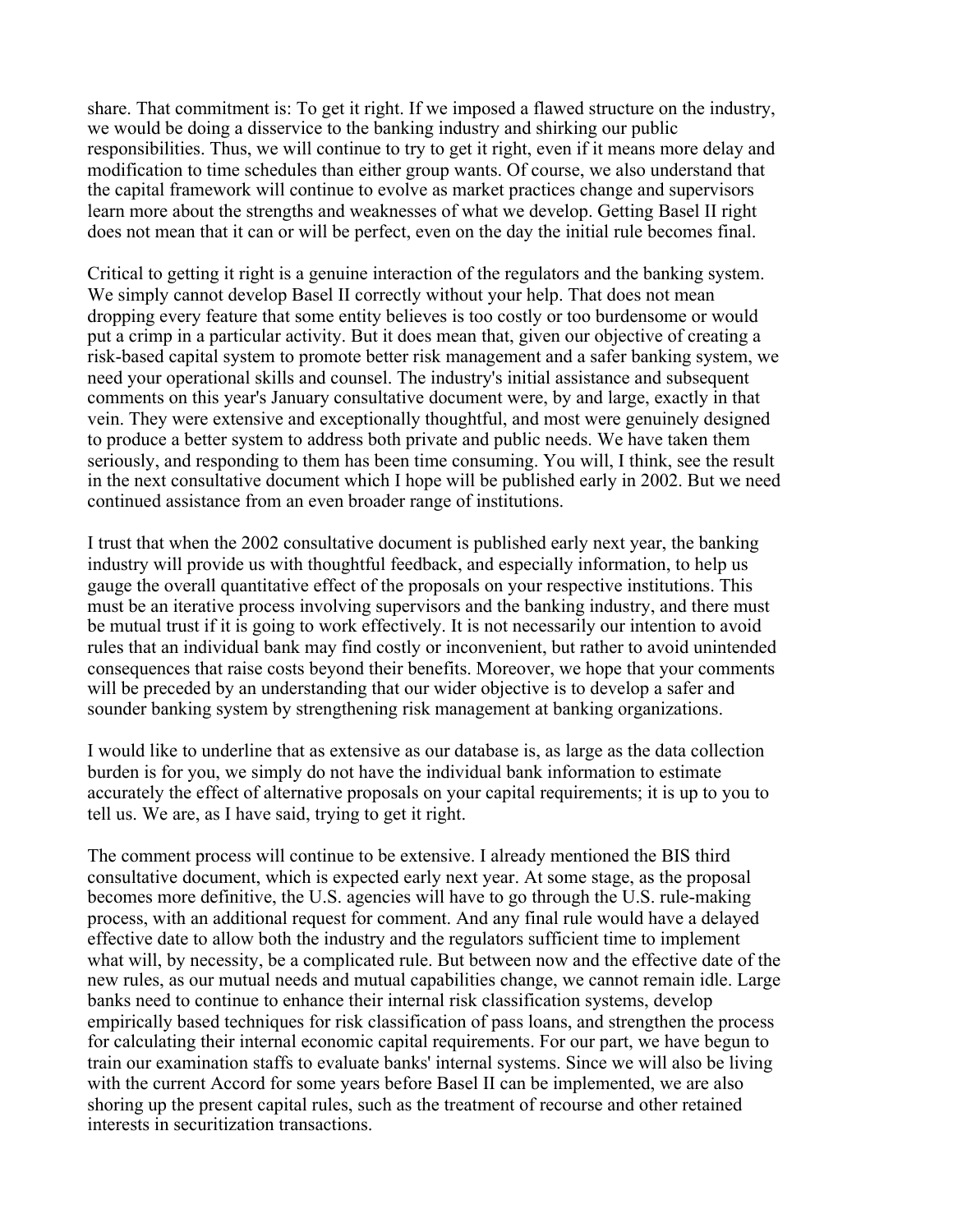share. That commitment is: To get it right. If we imposed a flawed structure on the industry, we would be doing a disservice to the banking industry and shirking our public responsibilities. Thus, we will continue to try to get it right, even if it means more delay and modification to time schedules than either group wants. Of course, we also understand that the capital framework will continue to evolve as market practices change and supervisors learn more about the strengths and weaknesses of what we develop. Getting Basel II right does not mean that it can or will be perfect, even on the day the initial rule becomes final.

Critical to getting it right is a genuine interaction of the regulators and the banking system. We simply cannot develop Basel II correctly without your help. That does not mean dropping every feature that some entity believes is too costly or too burdensome or would put a crimp in a particular activity. But it does mean that, given our objective of creating a risk-based capital system to promote better risk management and a safer banking system, we need your operational skills and counsel. The industry's initial assistance and subsequent comments on this year's January consultative document were, by and large, exactly in that vein. They were extensive and exceptionally thoughtful, and most were genuinely designed to produce a better system to address both private and public needs. We have taken them seriously, and responding to them has been time consuming. You will, I think, see the result in the next consultative document which I hope will be published early in 2002. But we need continued assistance from an even broader range of institutions.

I trust that when the 2002 consultative document is published early next year, the banking industry will provide us with thoughtful feedback, and especially information, to help us gauge the overall quantitative effect of the proposals on your respective institutions. This must be an iterative process involving supervisors and the banking industry, and there must be mutual trust if it is going to work effectively. It is not necessarily our intention to avoid rules that an individual bank may find costly or inconvenient, but rather to avoid unintended consequences that raise costs beyond their benefits. Moreover, we hope that your comments will be preceded by an understanding that our wider objective is to develop a safer and sounder banking system by strengthening risk management at banking organizations.

I would like to underline that as extensive as our database is, as large as the data collection burden is for you, we simply do not have the individual bank information to estimate accurately the effect of alternative proposals on your capital requirements; it is up to you to tell us. We are, as I have said, trying to get it right.

The comment process will continue to be extensive. I already mentioned the BIS third consultative document, which is expected early next year. At some stage, as the proposal becomes more definitive, the U.S. agencies will have to go through the U.S. rule-making process, with an additional request for comment. And any final rule would have a delayed effective date to allow both the industry and the regulators sufficient time to implement what will, by necessity, be a complicated rule. But between now and the effective date of the new rules, as our mutual needs and mutual capabilities change, we cannot remain idle. Large banks need to continue to enhance their internal risk classification systems, develop empirically based techniques for risk classification of pass loans, and strengthen the process for calculating their internal economic capital requirements. For our part, we have begun to train our examination staffs to evaluate banks' internal systems. Since we will also be living with the current Accord for some years before Basel II can be implemented, we are also shoring up the present capital rules, such as the treatment of recourse and other retained interests in securitization transactions.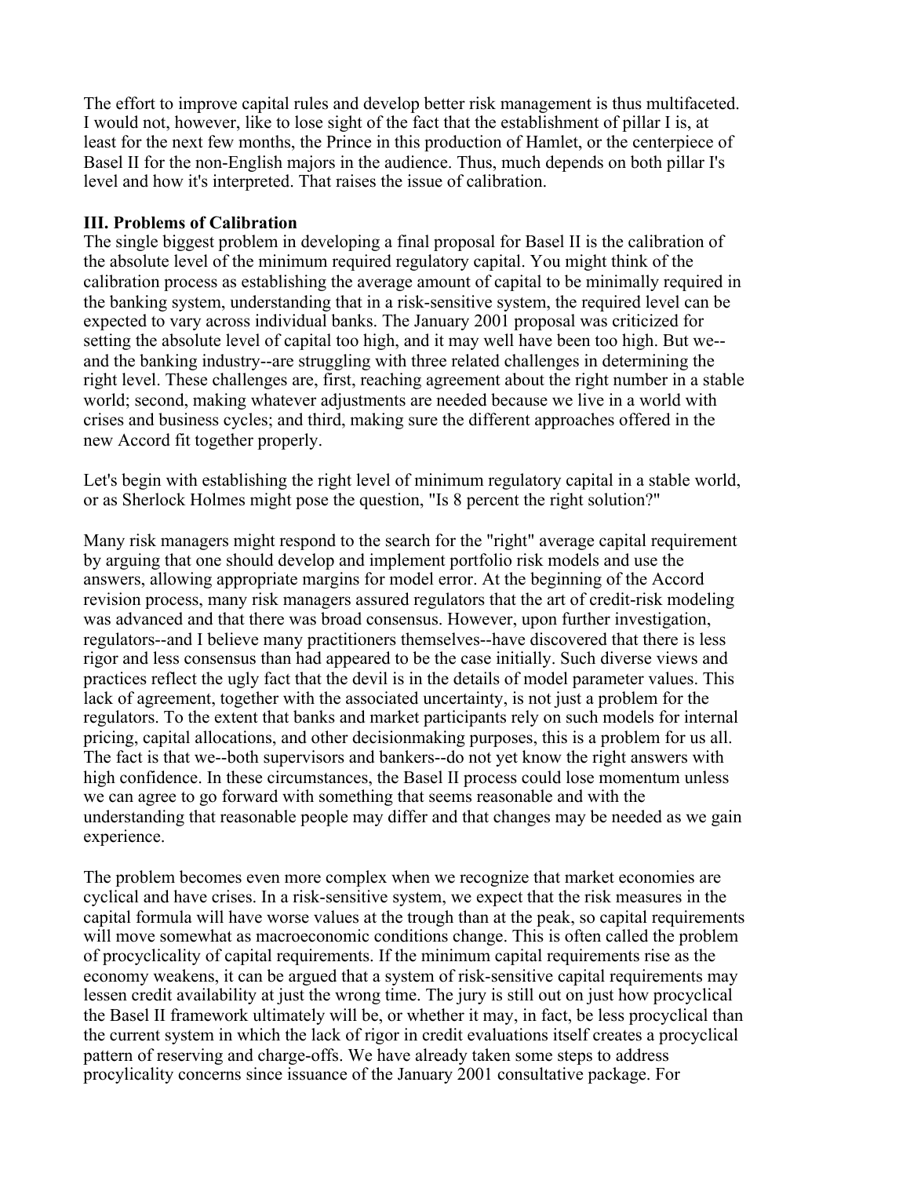The effort to improve capital rules and develop better risk management is thus multifaceted. I would not, however, like to lose sight of the fact that the establishment of pillar I is, at least for the next few months, the Prince in this production of Hamlet, or the centerpiece of Basel II for the non-English majors in the audience. Thus, much depends on both pillar I's level and how it's interpreted. That raises the issue of calibration.

### III. Problems of Calibration

The single biggest problem in developing a final proposal for Basel II is the calibration of the absolute level of the minimum required regulatory capital. You might think of the calibration process as establishing the average amount of capital to be minimally required in the banking system, understanding that in a risk-sensitive system, the required level can be expected to vary across individual banks. The January 2001 proposal was criticized for setting the absolute level of capital too high, and it may well have been too high. But we--and the banking industry--are struggling with three related challenges in determining the right level. These challenges are, first, reaching agreement about the right number in a stable world; second, making whatever adjustments are needed because we live in a world with crises and business cycles; and third, making sure the different approaches offered in the new Accord fit together properly.

Let's begin with establishing the right level of minimum regulatory capital in a stable world, or as Sherlock Holmes might pose the question, "Is 8 percent the right solution?"

Many risk managers might respond to the search for the "right" average capital requirement by arguing that one should develop and implement portfolio risk models and use the answers, allowing appropriate margins for model error. At the beginning of the Accord revision process, many risk managers assured regulators that the art of credit-risk modeling was advanced and that there was broad consensus. However, upon further investigation, regulators--and I believe many practitioners themselves--have discovered that there is less rigor and less consensus than had appeared to be the case initially. Such diverse views and practices reflect the ugly fact that the devil is in the details of model parameter values. This lack of agreement, together with the associated uncertainty, is not just a problem for the regulators. To the extent that banks and market participants rely on such models for internal pricing, capital allocations, and other decisionmaking purposes, this is a problem for us all. The fact is that we--both supervisors and bankers--do not yet know the right answers with high confidence. In these circumstances, the Basel II process could lose momentum unless we can agree to go forward with something that seems reasonable and with the understanding that reasonable people may differ and that changes may be needed as we gain experience.

The problem becomes even more complex when we recognize that market economies are cyclical and have crises. In a risk-sensitive system, we expect that the risk measures in the capital formula will have worse values at the trough than at the peak, so capital requirements will move somewhat as macroeconomic conditions change. This is often called the problem of procyclicality of capital requirements. If the minimum capital requirements rise as the economy weakens, it can be argued that a system of risk-sensitive capital requirements may lessen credit availability at just the wrong time. The jury is still out on just how procyclical the Basel II framework ultimately will be, or whether it may, in fact, be less procyclical than the current system in which the lack of rigor in credit evaluations itself creates a procyclical pattern of reserving and charge-offs. We have already taken some steps to address procylicality concerns since issuance of the January 2001 consultative package. For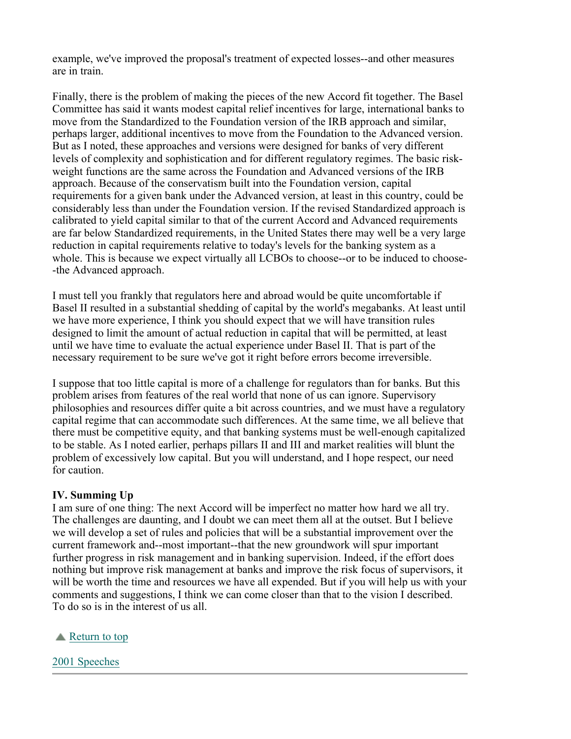example, we've improved the proposal's treatment of expected losses--and other measures are in train.

Finally, there is the problem of making the pieces of the new Accord fit together. The Basel Committee has said it wants modest capital relief incentives for large, international banks to move from the Standardized to the Foundation version of the IRB approach and similar, perhaps larger, additional incentives to move from the Foundation to the Advanced version. But as I noted, these approaches and versions were designed for banks of very different levels of complexity and sophistication and for different regulatory regimes. The basic risk-weight functions are the same across the Foundation and Advanced versions of the IRB approach. Because of the conservatism built into the Foundation version, capital requirements for a given bank under the Advanced version, at least in this country, could be considerably less than under the Foundation version. If the revised Standardized approach is calibrated to yield capital similar to that of the current Accord and Advanced requirements are far below Standardized requirements, in the United States there may well be a very large reduction in capital requirements relative to today's levels for the banking system as a whole. This is because we expect virtually all LCBOs to choose--or to be induced to choose--the Advanced approach.

I must tell you frankly that regulators here and abroad would be quite uncomfortable if Basel II resulted in a substantial shedding of capital by the world's megabanks. At least until we have more experience, I think you should expect that we will have transition rules designed to limit the amount of actual reduction in capital that will be permitted, at least until we have time to evaluate the actual experience under Basel II. That is part of the necessary requirement to be sure we've got it right before errors become irreversible.

I suppose that too little capital is more of a challenge for regulators than for banks. But this problem arises from features of the real world that none of us can ignore. Supervisory philosophies and resources differ quite a bit across countries, and we must have a regulatory capital regime that can accommodate such differences. At the same time, we all believe that there must be competitive equity, and that banking systems must be well-enough capitalized to be stable. As I noted earlier, perhaps pillars II and III and market realities will blunt the problem of excessively low capital. But you will understand, and I hope respect, our need for caution.

**IV. Summing Up**

I am sure of one thing: The next Accord will be imperfect no matter how hard we all try. The challenges are daunting, and I doubt we can meet them all at the outset. But I believe we will develop a set of rules and policies that will be a substantial improvement over the current framework and--most important--that the new groundwork will spur important further progress in risk management and in banking supervision. Indeed, if the effort does nothing but improve risk management at banks and improve the risk focus of supervisors, it will be worth the time and resources we have all expended. But if you will help us with your comments and suggestions, I think we can come closer than that to the vision I described. To do so is in the interest of us all.

▲ Return to top

2001 Speeches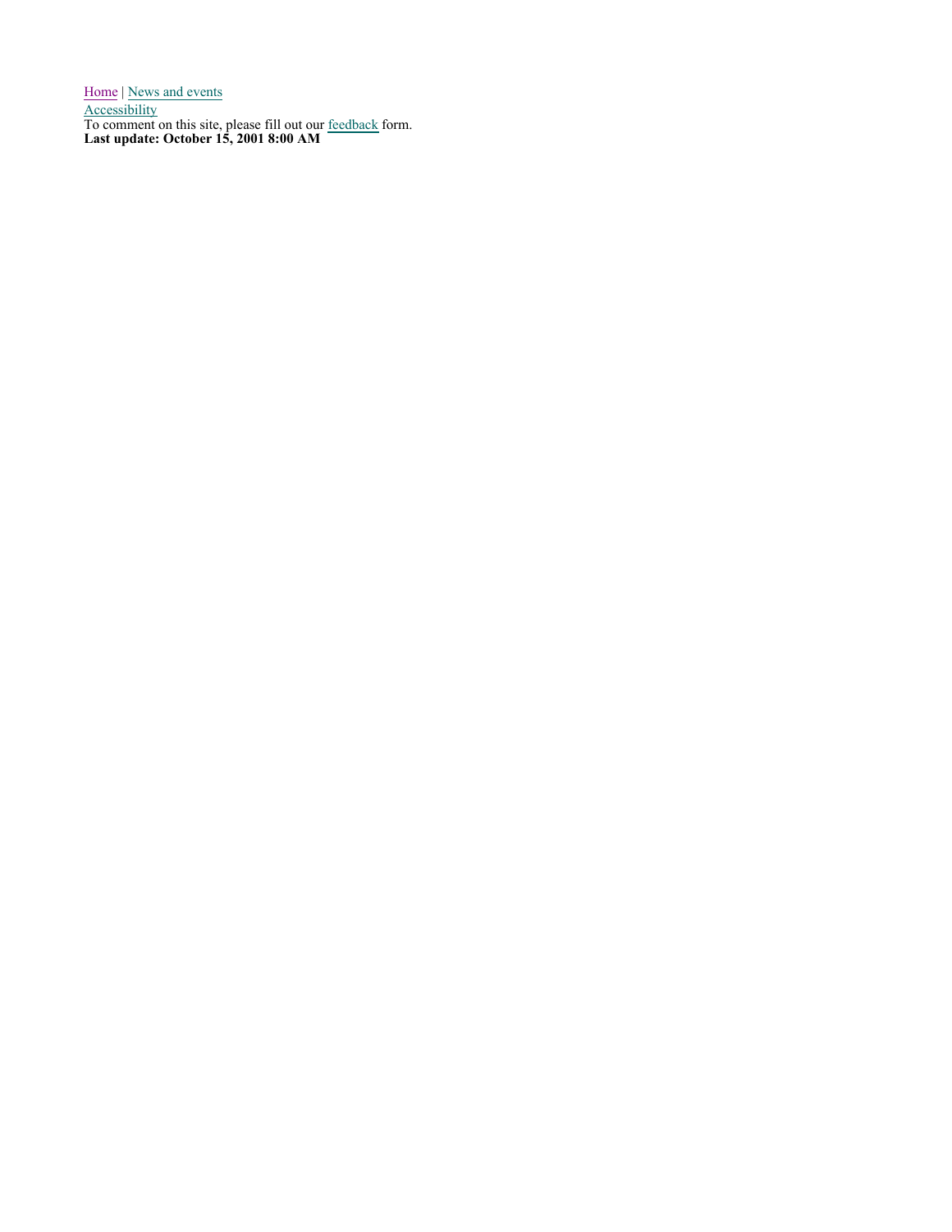Home | News and events

Accessibility

To comment on this site, please fill out our feedback form.

**Last update: October 15, 2001 8:00 AM**